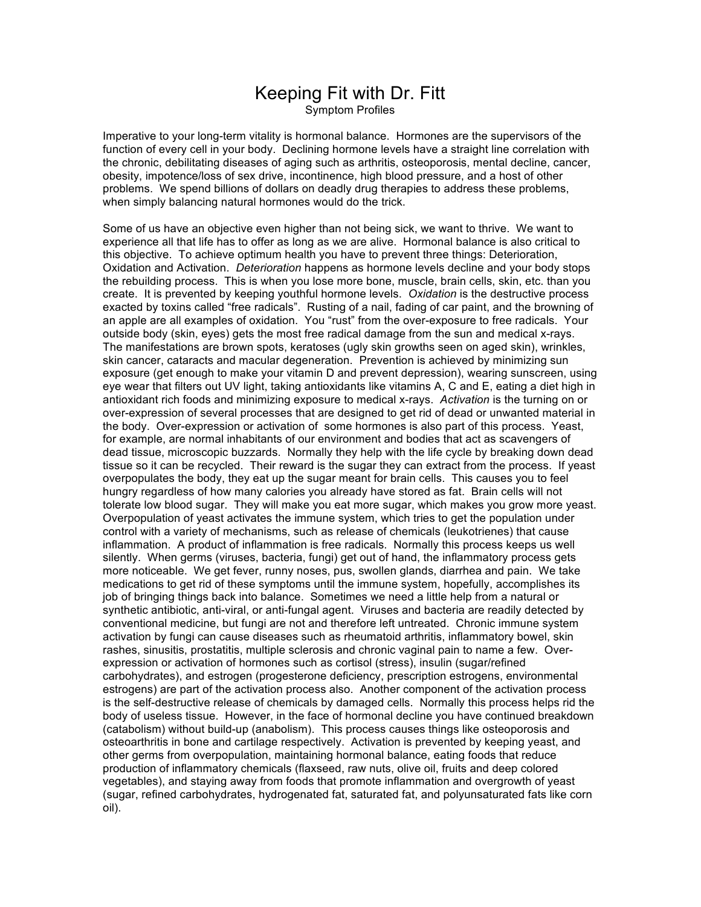# Keeping Fit with Dr. Fitt

Symptom Profiles

Imperative to your long-term vitality is hormonal balance. Hormones are the supervisors of the function of every cell in your body. Declining hormone levels have a straight line correlation with the chronic, debilitating diseases of aging such as arthritis, osteoporosis, mental decline, cancer, obesity, impotence/loss of sex drive, incontinence, high blood pressure, and a host of other problems. We spend billions of dollars on deadly drug therapies to address these problems, when simply balancing natural hormones would do the trick.

Some of us have an objective even higher than not being sick, we want to thrive. We want to experience all that life has to offer as long as we are alive. Hormonal balance is also critical to this objective. To achieve optimum health you have to prevent three things: Deterioration, Oxidation and Activation. *Deterioration* happens as hormone levels decline and your body stops the rebuilding process. This is when you lose more bone, muscle, brain cells, skin, etc. than you create. It is prevented by keeping youthful hormone levels. *Oxidation* is the destructive process exacted by toxins called "free radicals". Rusting of a nail, fading of car paint, and the browning of an apple are all examples of oxidation. You "rust" from the over-exposure to free radicals. Your outside body (skin, eyes) gets the most free radical damage from the sun and medical x-rays. The manifestations are brown spots, keratoses (ugly skin growths seen on aged skin), wrinkles, skin cancer, cataracts and macular degeneration. Prevention is achieved by minimizing sun exposure (get enough to make your vitamin D and prevent depression), wearing sunscreen, using eye wear that filters out UV light, taking antioxidants like vitamins A, C and E, eating a diet high in antioxidant rich foods and minimizing exposure to medical x-rays. *Activation* is the turning on or over-expression of several processes that are designed to get rid of dead or unwanted material in the body. Over-expression or activation of some hormones is also part of this process. Yeast, for example, are normal inhabitants of our environment and bodies that act as scavengers of dead tissue, microscopic buzzards. Normally they help with the life cycle by breaking down dead tissue so it can be recycled. Their reward is the sugar they can extract from the process. If yeast overpopulates the body, they eat up the sugar meant for brain cells. This causes you to feel hungry regardless of how many calories you already have stored as fat. Brain cells will not tolerate low blood sugar. They will make you eat more sugar, which makes you grow more yeast. Overpopulation of yeast activates the immune system, which tries to get the population under control with a variety of mechanisms, such as release of chemicals (leukotrienes) that cause inflammation. A product of inflammation is free radicals. Normally this process keeps us well silently. When germs (viruses, bacteria, fungi) get out of hand, the inflammatory process gets more noticeable. We get fever, runny noses, pus, swollen glands, diarrhea and pain. We take medications to get rid of these symptoms until the immune system, hopefully, accomplishes its job of bringing things back into balance. Sometimes we need a little help from a natural or synthetic antibiotic, anti-viral, or anti-fungal agent. Viruses and bacteria are readily detected by conventional medicine, but fungi are not and therefore left untreated. Chronic immune system activation by fungi can cause diseases such as rheumatoid arthritis, inflammatory bowel, skin rashes, sinusitis, prostatitis, multiple sclerosis and chronic vaginal pain to name a few. Over-expression or activation of hormones such as cortisol (stress), insulin (sugar/refined carbohydrates), and estrogen (progesterone deficiency, prescription estrogens, environmental estrogens) are part of the activation process also. Another component of the activation process is the self-destructive release of chemicals by damaged cells. Normally this process helps rid the body of useless tissue. However, in the face of hormonal decline you have continued breakdown (catabolism) without build-up (anabolism). This process causes things like osteoporosis and osteoarthritis in bone and cartilage respectively. Activation is prevented by keeping yeast, and other germs from overpopulation, maintaining hormonal balance, eating foods that reduce production of inflammatory chemicals (flaxseed, raw nuts, olive oil, fruits and deep colored vegetables), and staying away from foods that promote inflammation and overgrowth of yeast (sugar, refined carbohydrates, hydrogenated fat, saturated fat, and polyunsaturated fats like corn oil).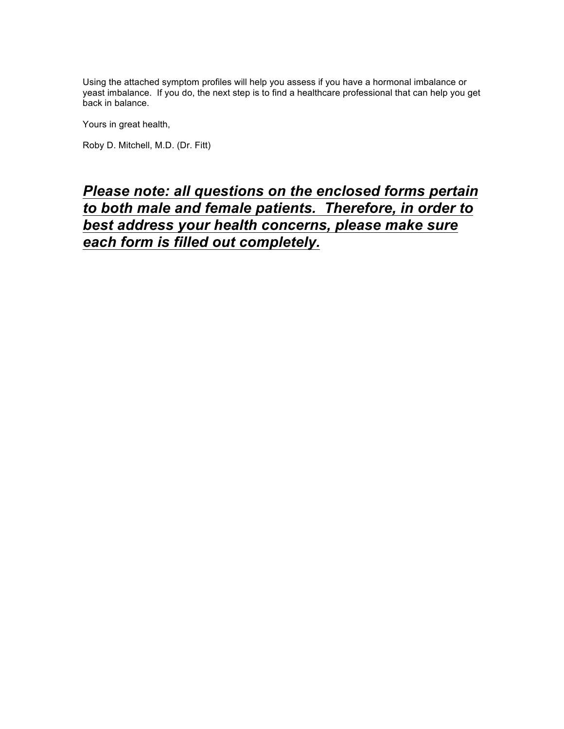Using the attached symptom profiles will help you assess if you have a hormonal imbalance or yeast imbalance. If you do, the next step is to find a healthcare professional that can help you get back in balance.

Yours in great health,

Roby D. Mitchell, M.D. (Dr. Fitt)

***<u>Please note: all questions on the enclosed forms pertain to both male and female patients. Therefore, in order to best address your health concerns, please make sure each form is filled out completely.</u>***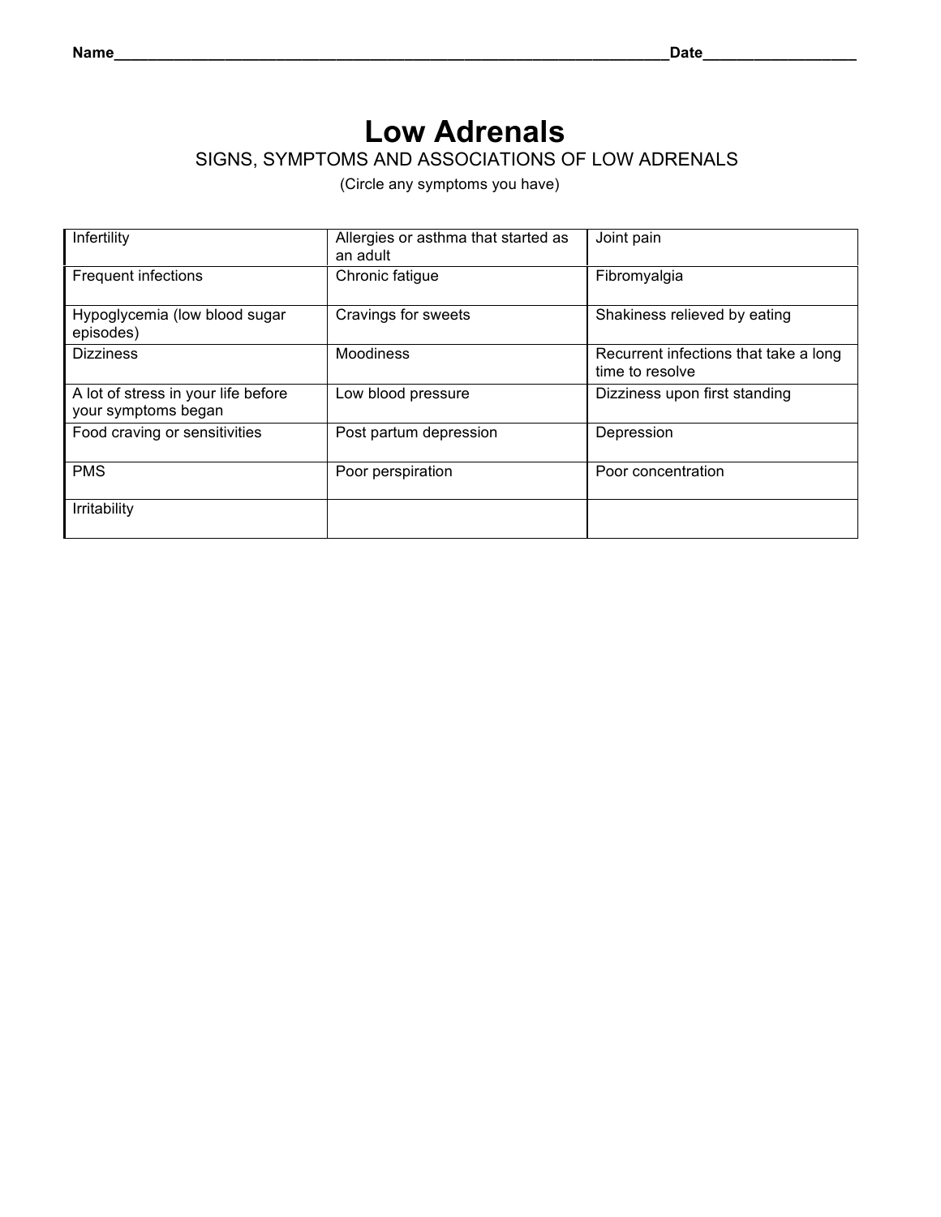Name________________________________________________________________Date__________________

# Low Adrenals

## SIGNS, SYMPTOMS AND ASSOCIATIONS OF LOW ADRENALS

(Circle any symptoms you have)

| | | |
|---|---|---|
| Infertility | Allergies or asthma that started as an adult | Joint pain |
| Frequent infections | Chronic fatigue | Fibromyalgia |
| Hypoglycemia (low blood sugar episodes) | Cravings for sweets | Shakiness relieved by eating |
| Dizziness | Moodiness | Recurrent infections that take a long time to resolve |
| A lot of stress in your life before your symptoms began | Low blood pressure | Dizziness upon first standing |
| Food craving or sensitivities | Post partum depression | Depression |
| PMS | Poor perspiration | Poor concentration |
| Irritability | | |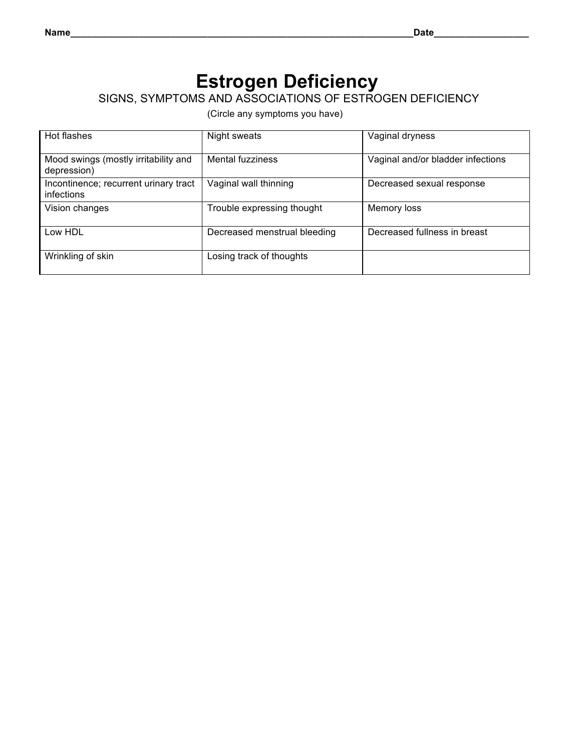Name_______________________________________________________________________Date__________________

# Estrogen Deficiency

## SIGNS, SYMPTOMS AND ASSOCIATIONS OF ESTROGEN DEFICIENCY

(Circle any symptoms you have)

| | | |
|---|---|---|
| Hot flashes | Night sweats | Vaginal dryness |
| Mood swings (mostly irritability and depression) | Mental fuzziness | Vaginal and/or bladder infections |
| Incontinence; recurrent urinary tract infections | Vaginal wall thinning | Decreased sexual response |
| Vision changes | Trouble expressing thought | Memory loss |
| Low HDL | Decreased menstrual bleeding | Decreased fullness in breast |
| Wrinkling of skin | Losing track of thoughts | |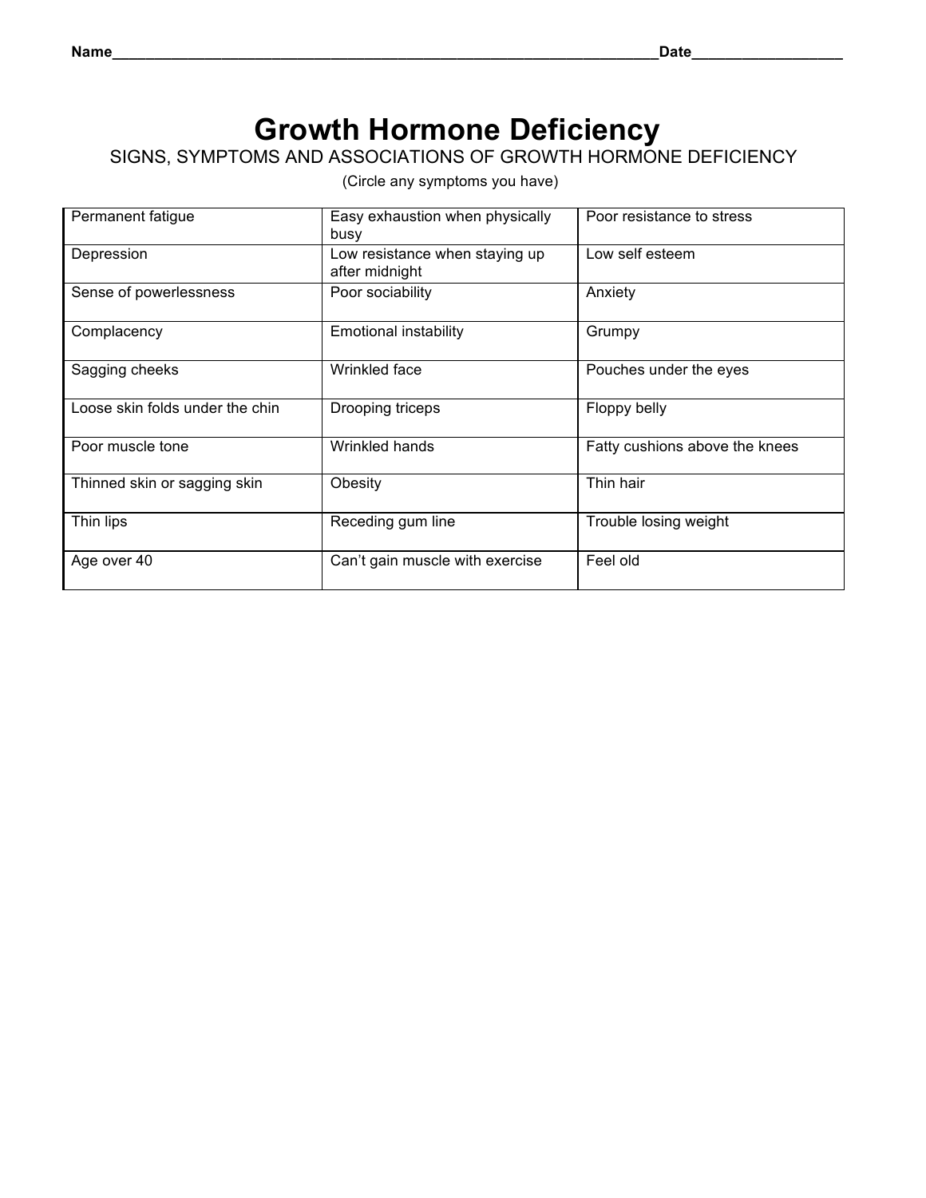Name______________________________________________________________________Date___________________

# Growth Hormone Deficiency

SIGNS, SYMPTOMS AND ASSOCIATIONS OF GROWTH HORMONE DEFICIENCY

(Circle any symptoms you have)

| | | |
|---|---|---|
| Permanent fatigue | Easy exhaustion when physically busy | Poor resistance to stress |
| Depression | Low resistance when staying up after midnight | Low self esteem |
| Sense of powerlessness | Poor sociability | Anxiety |
| Complacency | Emotional instability | Grumpy |
| Sagging cheeks | Wrinkled face | Pouches under the eyes |
| Loose skin folds under the chin | Drooping triceps | Floppy belly |
| Poor muscle tone | Wrinkled hands | Fatty cushions above the knees |
| Thinned skin or sagging skin | Obesity | Thin hair |
| Thin lips | Receding gum line | Trouble losing weight |
| Age over 40 | Can't gain muscle with exercise | Feel old |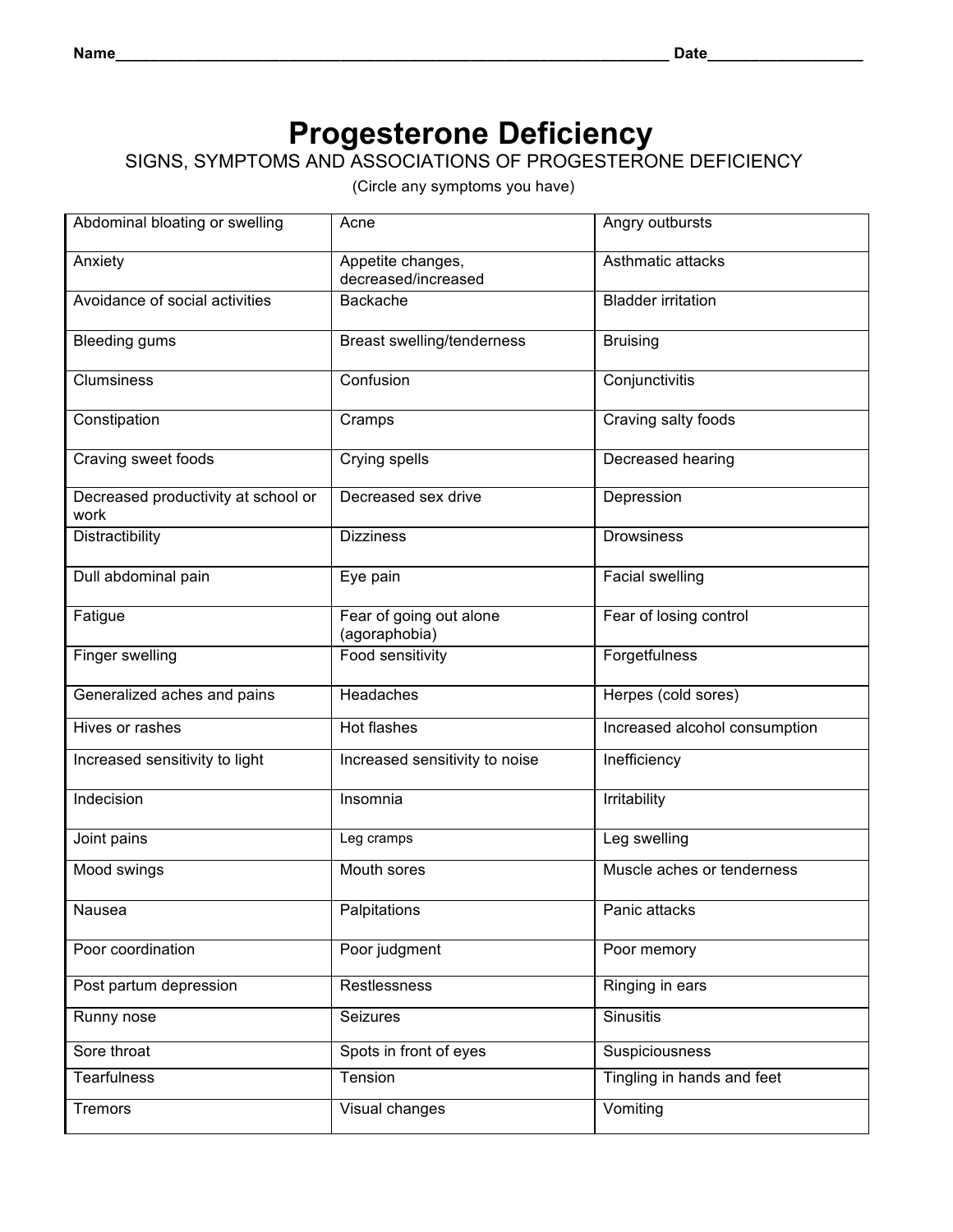Name_________________________________________________________________ Date__________________

# Progesterone Deficiency

SIGNS, SYMPTOMS AND ASSOCIATIONS OF PROGESTERONE DEFICIENCY

(Circle any symptoms you have)

| | | |
|---|---|---|
| Abdominal bloating or swelling | Acne | Angry outbursts |
| Anxiety | Appetite changes, decreased/increased | Asthmatic attacks |
| Avoidance of social activities | Backache | Bladder irritation |
| Bleeding gums | Breast swelling/tenderness | Bruising |
| Clumsiness | Confusion | Conjunctivitis |
| Constipation | Cramps | Craving salty foods |
| Craving sweet foods | Crying spells | Decreased hearing |
| Decreased productivity at school or work | Decreased sex drive | Depression |
| Distractibility | Dizziness | Drowsiness |
| Dull abdominal pain | Eye pain | Facial swelling |
| Fatigue | Fear of going out alone (agoraphobia) | Fear of losing control |
| Finger swelling | Food sensitivity | Forgetfulness |
| Generalized aches and pains | Headaches | Herpes (cold sores) |
| Hives or rashes | Hot flashes | Increased alcohol consumption |
| Increased sensitivity to light | Increased sensitivity to noise | Inefficiency |
| Indecision | Insomnia | Irritability |
| Joint pains | Leg cramps | Leg swelling |
| Mood swings | Mouth sores | Muscle aches or tenderness |
| Nausea | Palpitations | Panic attacks |
| Poor coordination | Poor judgment | Poor memory |
| Post partum depression | Restlessness | Ringing in ears |
| Runny nose | Seizures | Sinusitis |
| Sore throat | Spots in front of eyes | Suspiciousness |
| Tearfulness | Tension | Tingling in hands and feet |
| Tremors | Visual changes | Vomiting |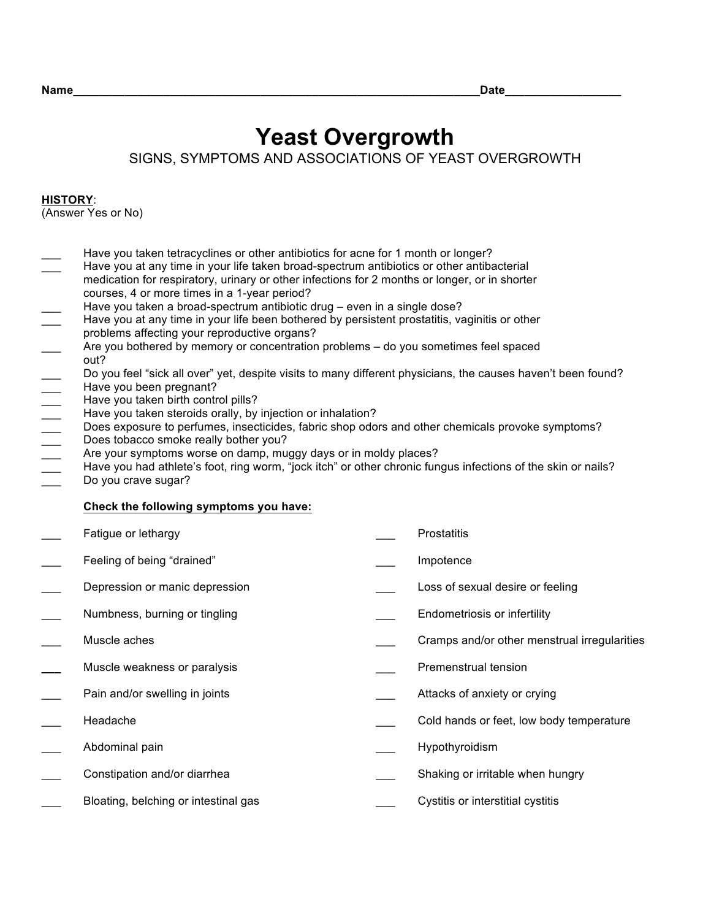Name_______________________________________________________________Date__________________

# Yeast Overgrowth

## SIGNS, SYMPTOMS AND ASSOCIATIONS OF YEAST OVERGROWTH

**HISTORY**:
(Answer Yes or No)

___ Have you taken tetracyclines or other antibiotics for acne for 1 month or longer?
___ Have you at any time in your life taken broad-spectrum antibiotics or other antibacterial medication for respiratory, urinary or other infections for 2 months or longer, or in shorter courses, 4 or more times in a 1-year period?
___ Have you taken a broad-spectrum antibiotic drug – even in a single dose?
___ Have you at any time in your life been bothered by persistent prostatitis, vaginitis or other problems affecting your reproductive organs?
___ Are you bothered by memory or concentration problems – do you sometimes feel spaced out?
___ Do you feel "sick all over" yet, despite visits to many different physicians, the causes haven't been found?
___ Have you been pregnant?
___ Have you taken birth control pills?
___ Have you taken steroids orally, by injection or inhalation?
___ Does exposure to perfumes, insecticides, fabric shop odors and other chemicals provoke symptoms?
___ Does tobacco smoke really bother you?
___ Are your symptoms worse on damp, muggy days or in moldy places?
___ Have you had athlete's foot, ring worm, "jock itch" or other chronic fungus infections of the skin or nails?
___ Do you crave sugar?

**Check the following symptoms you have:**

___ Fatigue or lethargy
___ Feeling of being "drained"
___ Depression or manic depression
___ Numbness, burning or tingling
___ Muscle aches
___ Muscle weakness or paralysis
___ Pain and/or swelling in joints
___ Headache
___ Abdominal pain
___ Constipation and/or diarrhea
___ Bloating, belching or intestinal gas
___ Prostatitis
___ Impotence
___ Loss of sexual desire or feeling
___ Endometriosis or infertility
___ Cramps and/or other menstrual irregularities
___ Premenstrual tension
___ Attacks of anxiety or crying
___ Cold hands or feet, low body temperature
___ Hypothyroidism
___ Shaking or irritable when hungry
___ Cystitis or interstitial cystitis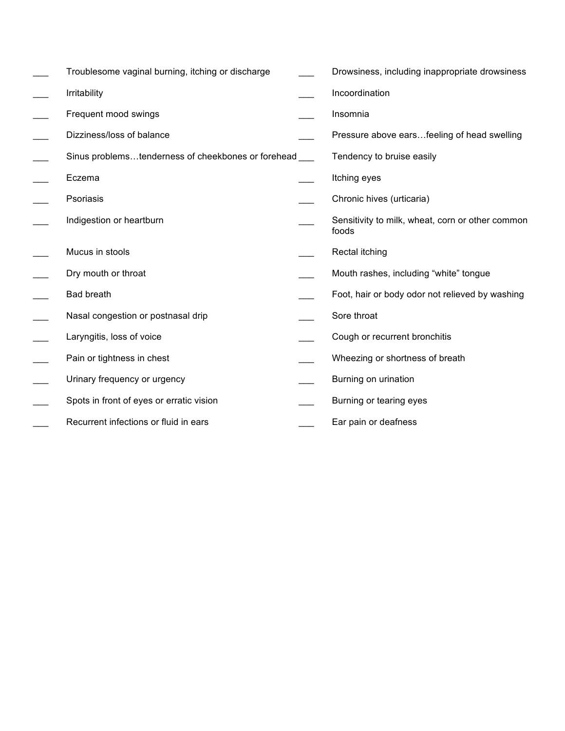___ Troublesome vaginal burning, itching or discharge

___ Irritability

___ Frequent mood swings

___ Dizziness/loss of balance

___ Sinus problems…tenderness of cheekbones or forehead

___ Eczema

___ Psoriasis

___ Indigestion or heartburn

___ Mucus in stools

___ Dry mouth or throat

___ Bad breath

___ Nasal congestion or postnasal drip

___ Laryngitis, loss of voice

___ Pain or tightness in chest

___ Urinary frequency or urgency

___ Spots in front of eyes or erratic vision

___ Recurrent infections or fluid in ears

___ Drowsiness, including inappropriate drowsiness

___ Incoordination

___ Insomnia

___ Pressure above ears…feeling of head swelling

___ Tendency to bruise easily

___ Itching eyes

___ Chronic hives (urticaria)

___ Sensitivity to milk, wheat, corn or other common foods

___ Rectal itching

___ Mouth rashes, including "white" tongue

___ Foot, hair or body odor not relieved by washing

___ Sore throat

___ Cough or recurrent bronchitis

___ Wheezing or shortness of breath

___ Burning on urination

___ Burning or tearing eyes

___ Ear pain or deafness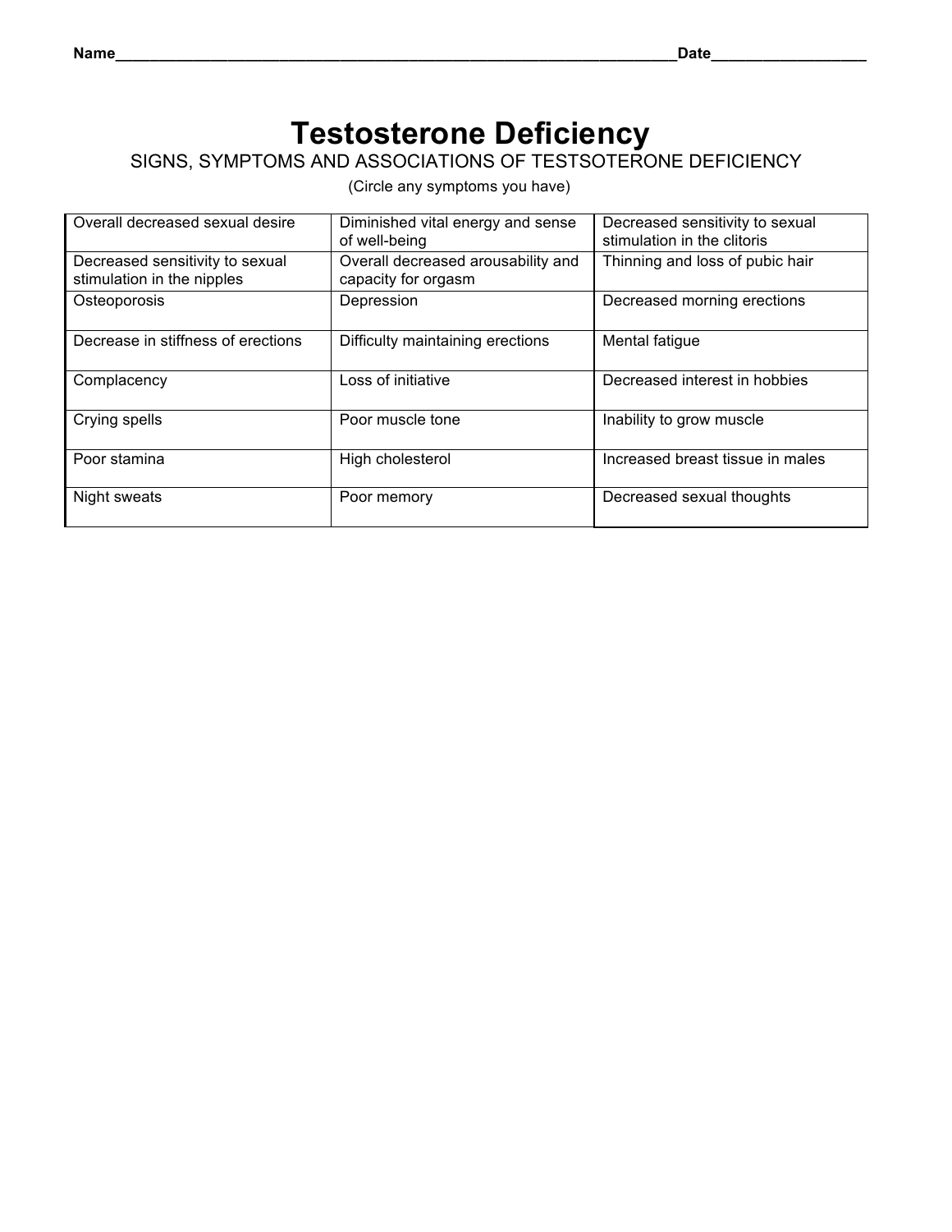Name\_\_\_\_\_\_\_\_\_\_\_\_\_\_\_\_\_\_\_\_\_\_\_\_\_\_\_\_\_\_\_\_\_\_\_\_\_\_\_\_\_\_\_\_\_\_\_\_\_\_\_\_\_\_\_\_\_\_\_\_\_\_\_\_\_\_\_\_Date\_\_\_\_\_\_\_\_\_\_\_\_\_\_\_\_\_\_\_\_

# Testosterone Deficiency

SIGNS, SYMPTOMS AND ASSOCIATIONS OF TESTSOTERONE DEFICIENCY

(Circle any symptoms you have)

| | | |
|---|---|---|
| Overall decreased sexual desire | Diminished vital energy and sense of well-being | Decreased sensitivity to sexual stimulation in the clitoris |
| Decreased sensitivity to sexual stimulation in the nipples | Overall decreased arousability and capacity for orgasm | Thinning and loss of pubic hair |
| Osteoporosis | Depression | Decreased morning erections |
| Decrease in stiffness of erections | Difficulty maintaining erections | Mental fatigue |
| Complacency | Loss of initiative | Decreased interest in hobbies |
| Crying spells | Poor muscle tone | Inability to grow muscle |
| Poor stamina | High cholesterol | Increased breast tissue in males |
| Night sweats | Poor memory | Decreased sexual thoughts |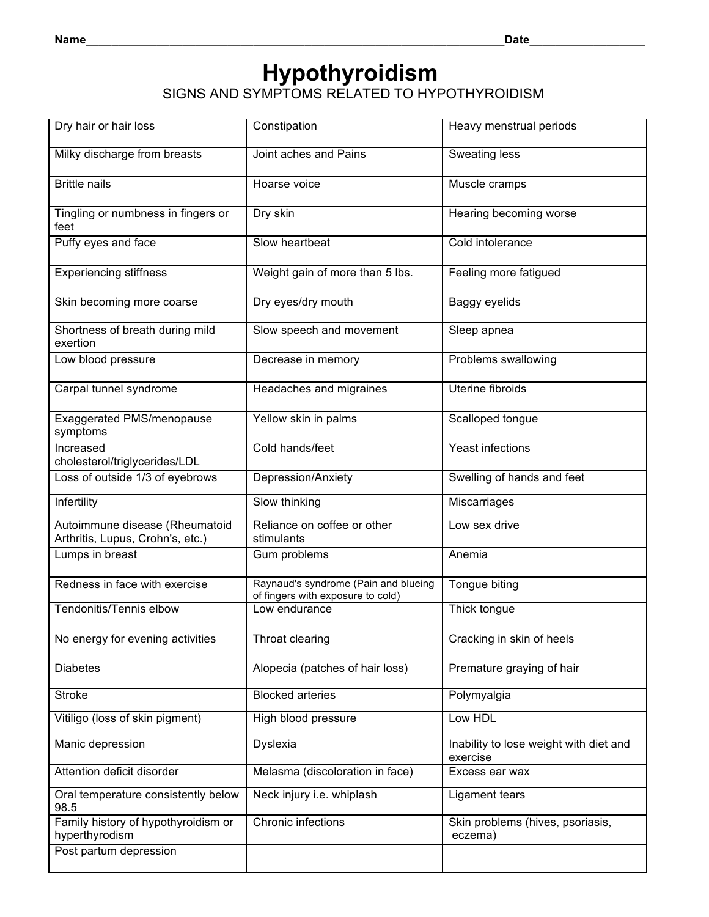Name_______________________________________________________________________Date__________________

# Hypothyroidism

## SIGNS AND SYMPTOMS RELATED TO HYPOTHYROIDISM

| | | |
|---|---|---|
| Dry hair or hair loss | Constipation | Heavy menstrual periods |
| Milky discharge from breasts | Joint aches and Pains | Sweating less |
| Brittle nails | Hoarse voice | Muscle cramps |
| Tingling or numbness in fingers or feet | Dry skin | Hearing becoming worse |
| Puffy eyes and face | Slow heartbeat | Cold intolerance |
| Experiencing stiffness | Weight gain of more than 5 lbs. | Feeling more fatigued |
| Skin becoming more coarse | Dry eyes/dry mouth | Baggy eyelids |
| Shortness of breath during mild exertion | Slow speech and movement | Sleep apnea |
| Low blood pressure | Decrease in memory | Problems swallowing |
| Carpal tunnel syndrome | Headaches and migraines | Uterine fibroids |
| Exaggerated PMS/menopause symptoms | Yellow skin in palms | Scalloped tongue |
| Increased cholesterol/triglycerides/LDL | Cold hands/feet | Yeast infections |
| Loss of outside 1/3 of eyebrows | Depression/Anxiety | Swelling of hands and feet |
| Infertility | Slow thinking | Miscarriages |
| Autoimmune disease (Rheumatoid Arthritis, Lupus, Crohn's, etc.) | Reliance on coffee or other stimulants | Low sex drive |
| Lumps in breast | Gum problems | Anemia |
| Redness in face with exercise | Raynaud's syndrome (Pain and blueing of fingers with exposure to cold) | Tongue biting |
| Tendonitis/Tennis elbow | Low endurance | Thick tongue |
| No energy for evening activities | Throat clearing | Cracking in skin of heels |
| Diabetes | Alopecia (patches of hair loss) | Premature graying of hair |
| Stroke | Blocked arteries | Polymyalgia |
| Vitiligo (loss of skin pigment) | High blood pressure | Low HDL |
| Manic depression | Dyslexia | Inability to lose weight with diet and exercise |
| Attention deficit disorder | Melasma (discoloration in face) | Excess ear wax |
| Oral temperature consistently below 98.5 | Neck injury i.e. whiplash | Ligament tears |
| Family history of hypothyroidism or hyperthyrodism | Chronic infections | Skin problems (hives, psoriasis, eczema) |
| Post partum depression | | |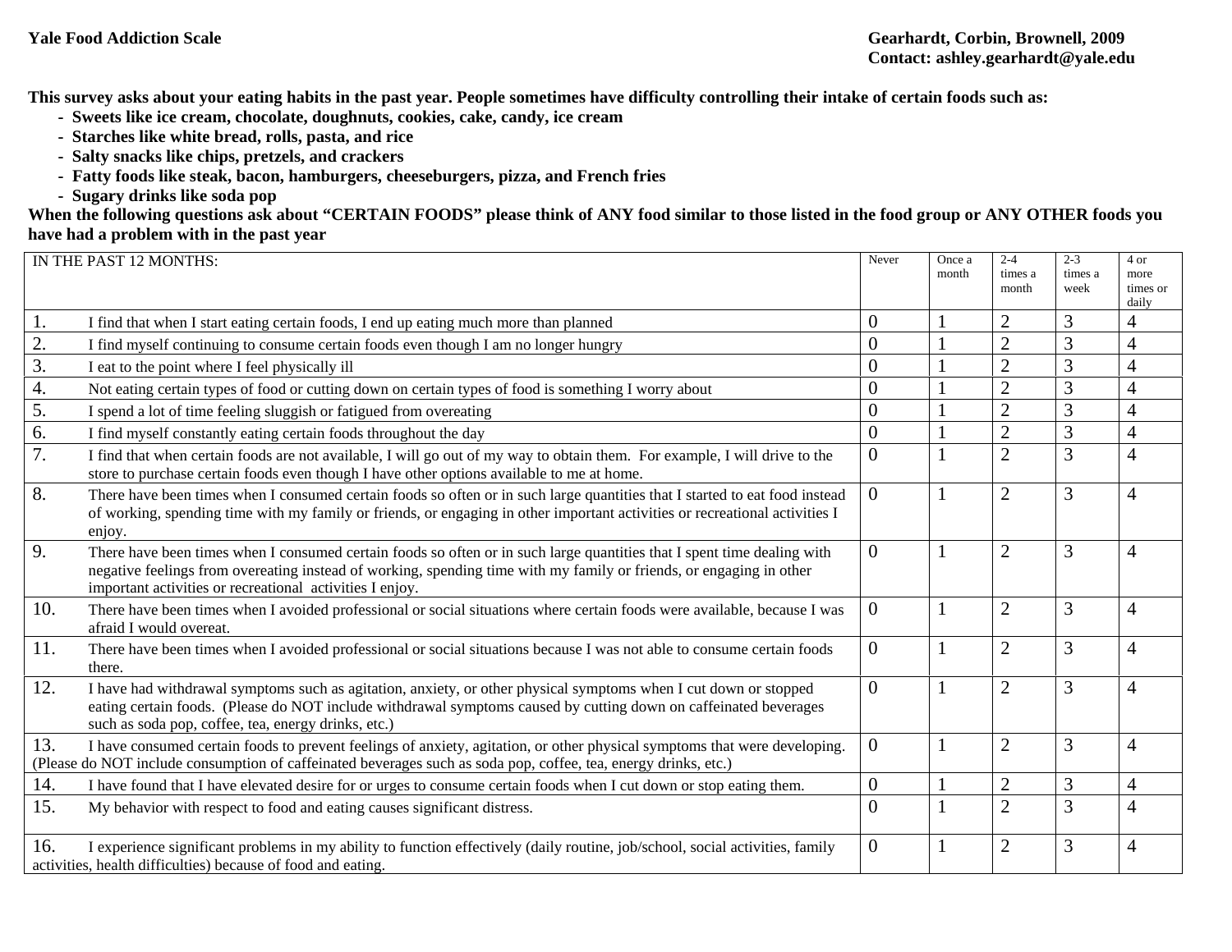**Yale Food Addiction Scale**

**Gearhardt, Corbin, Brownell, 2009**
**Contact: ashley.gearhardt@yale.edu**

**This survey asks about your eating habits in the past year. People sometimes have difficulty controlling their intake of certain foods such as:**

- **Sweets like ice cream, chocolate, doughnuts, cookies, cake, candy, ice cream**
- **Starches like white bread, rolls, pasta, and rice**
- **Salty snacks like chips, pretzels, and crackers**
- **Fatty foods like steak, bacon, hamburgers, cheeseburgers, pizza, and French fries**
- **Sugary drinks like soda pop**

**When the following questions ask about "CERTAIN FOODS" please think of ANY food similar to those listed in the food group or ANY OTHER foods you have had a problem with in the past year**

| IN THE PAST 12 MONTHS: | Never | Once a month | 2-4 times a month | 2-3 times a week | 4 or more times or daily |
|---|---|---|---|---|---|
| 1. I find that when I start eating certain foods, I end up eating much more than planned | 0 | 1 | 2 | 3 | 4 |
| 2. I find myself continuing to consume certain foods even though I am no longer hungry | 0 | 1 | 2 | 3 | 4 |
| 3. I eat to the point where I feel physically ill | 0 | 1 | 2 | 3 | 4 |
| 4. Not eating certain types of food or cutting down on certain types of food is something I worry about | 0 | 1 | 2 | 3 | 4 |
| 5. I spend a lot of time feeling sluggish or fatigued from overeating | 0 | 1 | 2 | 3 | 4 |
| 6. I find myself constantly eating certain foods throughout the day | 0 | 1 | 2 | 3 | 4 |
| 7. I find that when certain foods are not available, I will go out of my way to obtain them. For example, I will drive to the store to purchase certain foods even though I have other options available to me at home. | 0 | 1 | 2 | 3 | 4 |
| 8. There have been times when I consumed certain foods so often or in such large quantities that I started to eat food instead of working, spending time with my family or friends, or engaging in other important activities or recreational activities I enjoy. | 0 | 1 | 2 | 3 | 4 |
| 9. There have been times when I consumed certain foods so often or in such large quantities that I spent time dealing with negative feelings from overeating instead of working, spending time with my family or friends, or engaging in other important activities or recreational activities I enjoy. | 0 | 1 | 2 | 3 | 4 |
| 10. There have been times when I avoided professional or social situations where certain foods were available, because I was afraid I would overeat. | 0 | 1 | 2 | 3 | 4 |
| 11. There have been times when I avoided professional or social situations because I was not able to consume certain foods there. | 0 | 1 | 2 | 3 | 4 |
| 12. I have had withdrawal symptoms such as agitation, anxiety, or other physical symptoms when I cut down or stopped eating certain foods. (Please do NOT include withdrawal symptoms caused by cutting down on caffeinated beverages such as soda pop, coffee, tea, energy drinks, etc.) | 0 | 1 | 2 | 3 | 4 |
| 13. I have consumed certain foods to prevent feelings of anxiety, agitation, or other physical symptoms that were developing. (Please do NOT include consumption of caffeinated beverages such as soda pop, coffee, tea, energy drinks, etc.) | 0 | 1 | 2 | 3 | 4 |
| 14. I have found that I have elevated desire for or urges to consume certain foods when I cut down or stop eating them. | 0 | 1 | 2 | 3 | 4 |
| 15. My behavior with respect to food and eating causes significant distress. | 0 | 1 | 2 | 3 | 4 |
| 16. I experience significant problems in my ability to function effectively (daily routine, job/school, social activities, family activities, health difficulties) because of food and eating. | 0 | 1 | 2 | 3 | 4 |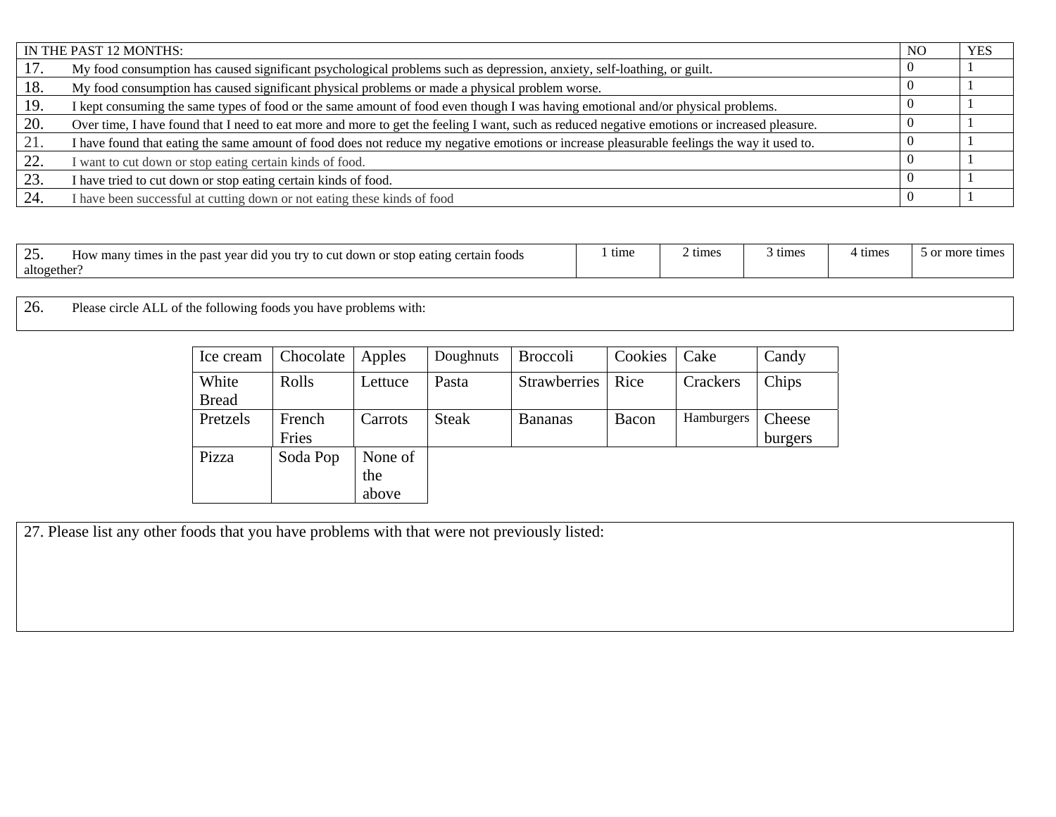| IN THE PAST 12 MONTHS: | NO | YES |
|---|---|---|
| 17. My food consumption has caused significant psychological problems such as depression, anxiety, self-loathing, or guilt. | 0 | 1 |
| 18. My food consumption has caused significant physical problems or made a physical problem worse. | 0 | 1 |
| 19. I kept consuming the same types of food or the same amount of food even though I was having emotional and/or physical problems. | 0 | 1 |
| 20. Over time, I have found that I need to eat more and more to get the feeling I want, such as reduced negative emotions or increased pleasure. | 0 | 1 |
| 21. I have found that eating the same amount of food does not reduce my negative emotions or increase pleasurable feelings the way it used to. | 0 | 1 |
| 22. I want to cut down or stop eating certain kinds of food. | 0 | 1 |
| 23. I have tried to cut down or stop eating certain kinds of food. | 0 | 1 |
| 24. I have been successful at cutting down or not eating these kinds of food | 0 | 1 |

| 25. How many times in the past year did you try to cut down or stop eating certain foods altogether? | 1 time | 2 times | 3 times | 4 times | 5 or more times |
|---|---|---|---|---|---|

26. Please circle ALL of the following foods you have problems with:

| Ice cream | Chocolate | Apples | Doughnuts | Broccoli | Cookies | Cake | Candy |
|---|---|---|---|---|---|---|---|
| White Bread | Rolls | Lettuce | Pasta | Strawberries | Rice | Crackers | Chips |
| Pretzels | French Fries | Carrots | Steak | Bananas | Bacon | Hamburgers | Cheese burgers |
| Pizza | Soda Pop | None of the above | | | | | |

27. Please list any other foods that you have problems with that were not previously listed: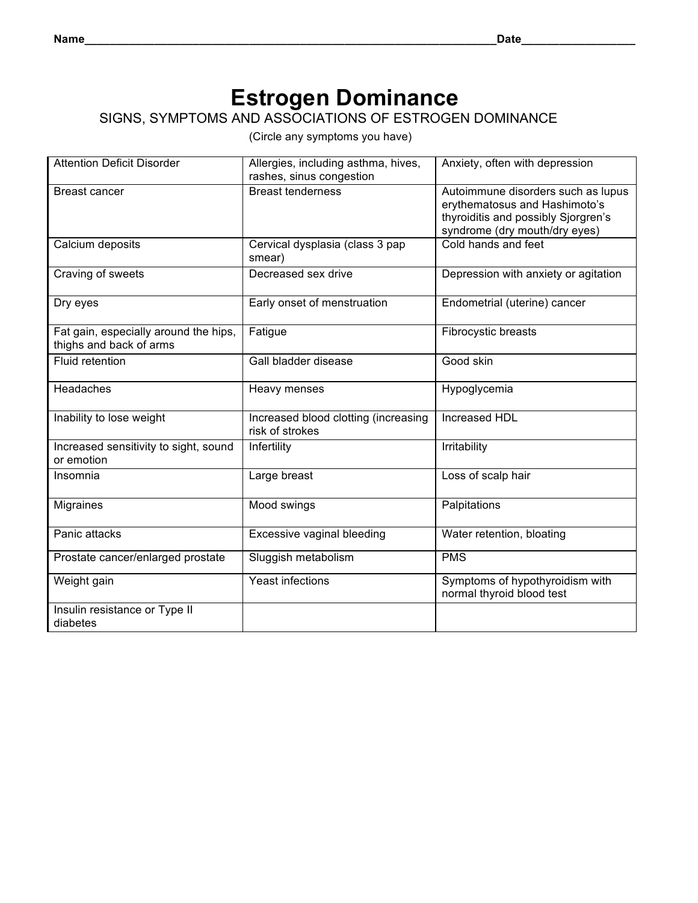Name_______________________________________________________________Date_________________

# Estrogen Dominance

## SIGNS, SYMPTOMS AND ASSOCIATIONS OF ESTROGEN DOMINANCE

(Circle any symptoms you have)

| | | |
|---|---|---|
| Attention Deficit Disorder | Allergies, including asthma, hives, rashes, sinus congestion | Anxiety, often with depression |
| Breast cancer | Breast tenderness | Autoimmune disorders such as lupus erythematosus and Hashimoto's thyroiditis and possibly Sjorgren's syndrome (dry mouth/dry eyes) |
| Calcium deposits | Cervical dysplasia (class 3 pap smear) | Cold hands and feet |
| Craving of sweets | Decreased sex drive | Depression with anxiety or agitation |
| Dry eyes | Early onset of menstruation | Endometrial (uterine) cancer |
| Fat gain, especially around the hips, thighs and back of arms | Fatigue | Fibrocystic breasts |
| Fluid retention | Gall bladder disease | Good skin |
| Headaches | Heavy menses | Hypoglycemia |
| Inability to lose weight | Increased blood clotting (increasing risk of strokes | Increased HDL |
| Increased sensitivity to sight, sound or emotion | Infertility | Irritability |
| Insomnia | Large breast | Loss of scalp hair |
| Migraines | Mood swings | Palpitations |
| Panic attacks | Excessive vaginal bleeding | Water retention, bloating |
| Prostate cancer/enlarged prostate | Sluggish metabolism | PMS |
| Weight gain | Yeast infections | Symptoms of hypothyroidism with normal thyroid blood test |
| Insulin resistance or Type II diabetes | | |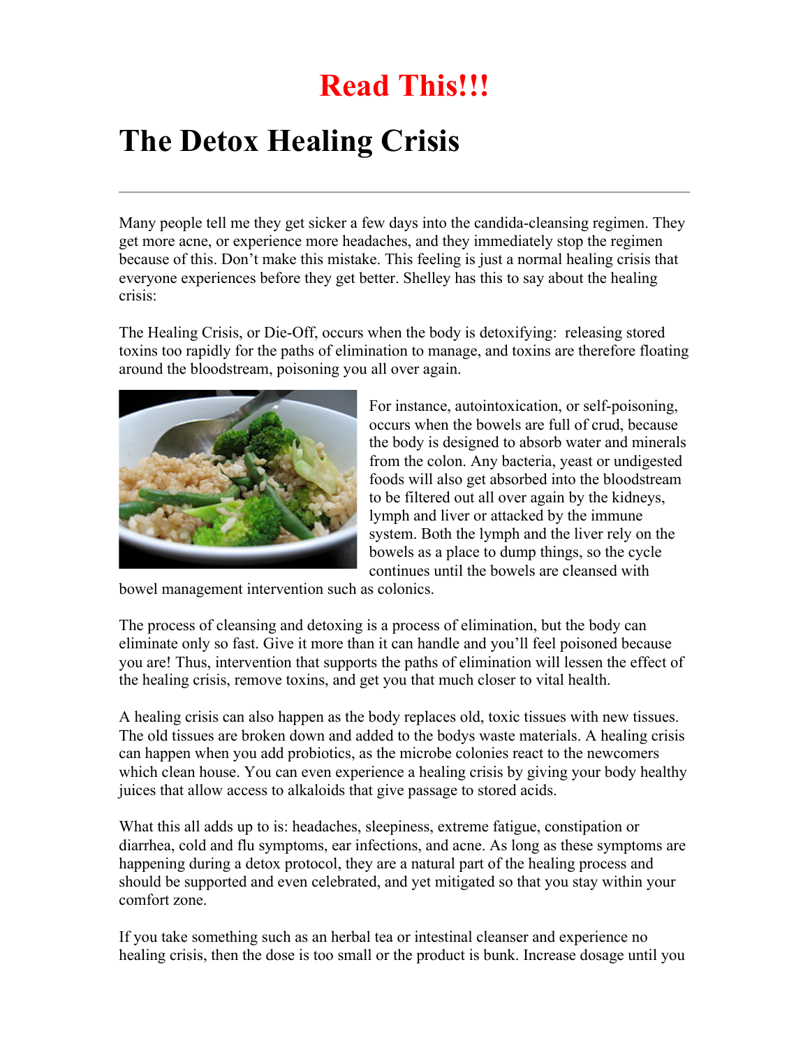# Read This!!!

# The Detox Healing Crisis

---

Many people tell me they get sicker a few days into the candida-cleansing regimen. They get more acne, or experience more headaches, and they immediately stop the regimen because of this. Don't make this mistake. This feeling is just a normal healing crisis that everyone experiences before they get better. Shelley has this to say about the healing crisis:

The Healing Crisis, or Die-Off, occurs when the body is detoxifying: releasing stored toxins too rapidly for the paths of elimination to manage, and toxins are therefore floating around the bloodstream, poisoning you all over again.

For instance, autointoxication, or self-poisoning, occurs when the bowels are full of crud, because the body is designed to absorb water and minerals from the colon. Any bacteria, yeast or undigested foods will also get absorbed into the bloodstream to be filtered out all over again by the kidneys, lymph and liver or attacked by the immune system. Both the lymph and the liver rely on the bowels as a place to dump things, so the cycle continues until the bowels are cleansed with bowel management intervention such as colonics.

The process of cleansing and detoxing is a process of elimination, but the body can eliminate only so fast. Give it more than it can handle and you'll feel poisoned because you are! Thus, intervention that supports the paths of elimination will lessen the effect of the healing crisis, remove toxins, and get you that much closer to vital health.

A healing crisis can also happen as the body replaces old, toxic tissues with new tissues. The old tissues are broken down and added to the bodys waste materials. A healing crisis can happen when you add probiotics, as the microbe colonies react to the newcomers which clean house. You can even experience a healing crisis by giving your body healthy juices that allow access to alkaloids that give passage to stored acids.

What this all adds up to is: headaches, sleepiness, extreme fatigue, constipation or diarrhea, cold and flu symptoms, ear infections, and acne. As long as these symptoms are happening during a detox protocol, they are a natural part of the healing process and should be supported and even celebrated, and yet mitigated so that you stay within your comfort zone.

If you take something such as an herbal tea or intestinal cleanser and experience no healing crisis, then the dose is too small or the product is bunk. Increase dosage until you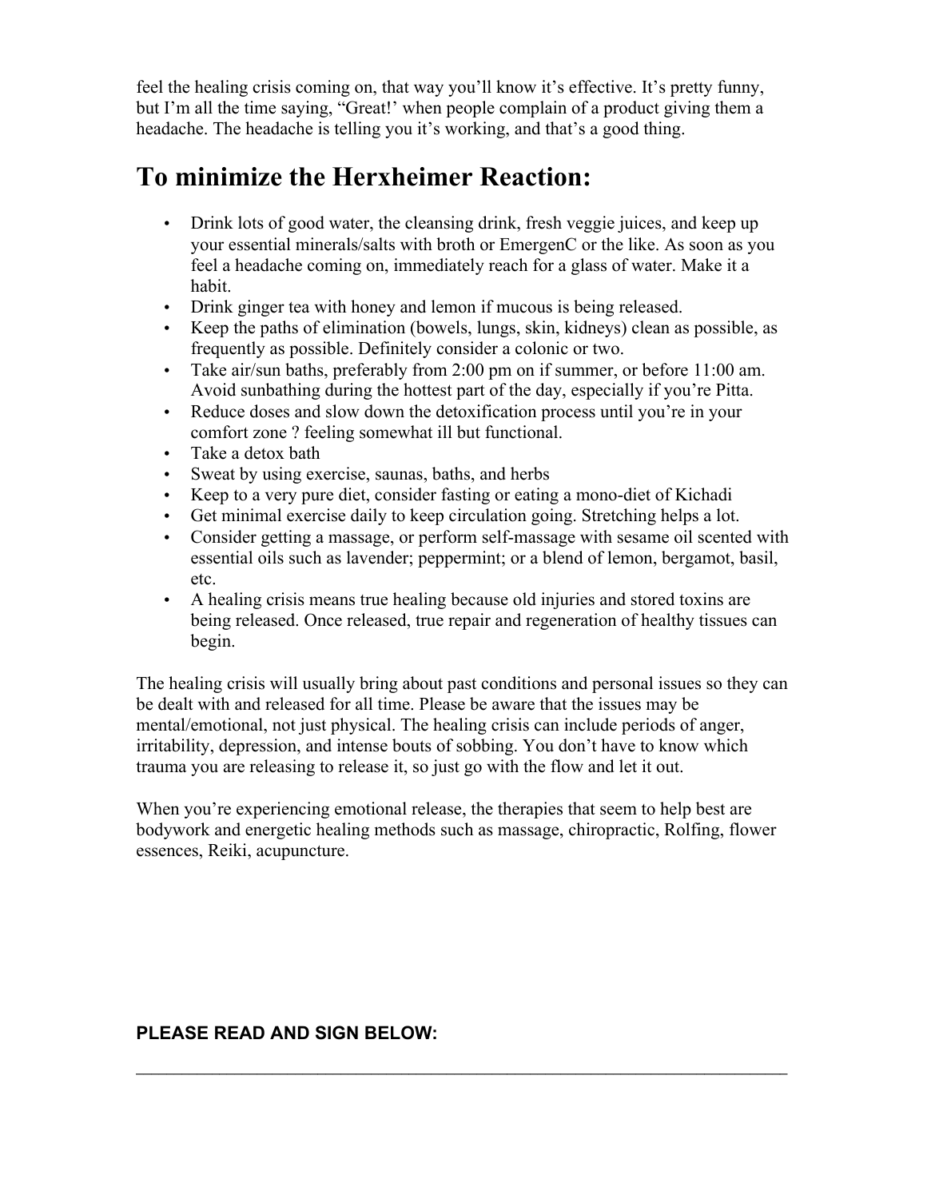feel the healing crisis coming on, that way you'll know it's effective. It's pretty funny, but I'm all the time saying, "Great!' when people complain of a product giving them a headache. The headache is telling you it's working, and that's a good thing.

# To minimize the Herxheimer Reaction:

- Drink lots of good water, the cleansing drink, fresh veggie juices, and keep up your essential minerals/salts with broth or EmergenC or the like. As soon as you feel a headache coming on, immediately reach for a glass of water. Make it a habit.
- Drink ginger tea with honey and lemon if mucous is being released.
- Keep the paths of elimination (bowels, lungs, skin, kidneys) clean as possible, as frequently as possible. Definitely consider a colonic or two.
- Take air/sun baths, preferably from 2:00 pm on if summer, or before 11:00 am. Avoid sunbathing during the hottest part of the day, especially if you're Pitta.
- Reduce doses and slow down the detoxification process until you're in your comfort zone ? feeling somewhat ill but functional.
- Take a detox bath
- Sweat by using exercise, saunas, baths, and herbs
- Keep to a very pure diet, consider fasting or eating a mono-diet of Kichadi
- Get minimal exercise daily to keep circulation going. Stretching helps a lot.
- Consider getting a massage, or perform self-massage with sesame oil scented with essential oils such as lavender; peppermint; or a blend of lemon, bergamot, basil, etc.
- A healing crisis means true healing because old injuries and stored toxins are being released. Once released, true repair and regeneration of healthy tissues can begin.

The healing crisis will usually bring about past conditions and personal issues so they can be dealt with and released for all time. Please be aware that the issues may be mental/emotional, not just physical. The healing crisis can include periods of anger, irritability, depression, and intense bouts of sobbing. You don't have to know which trauma you are releasing to release it, so just go with the flow and let it out.

When you're experiencing emotional release, the therapies that seem to help best are bodywork and energetic healing methods such as massage, chiropractic, Rolfing, flower essences, Reiki, acupuncture.

**PLEASE READ AND SIGN BELOW:**

---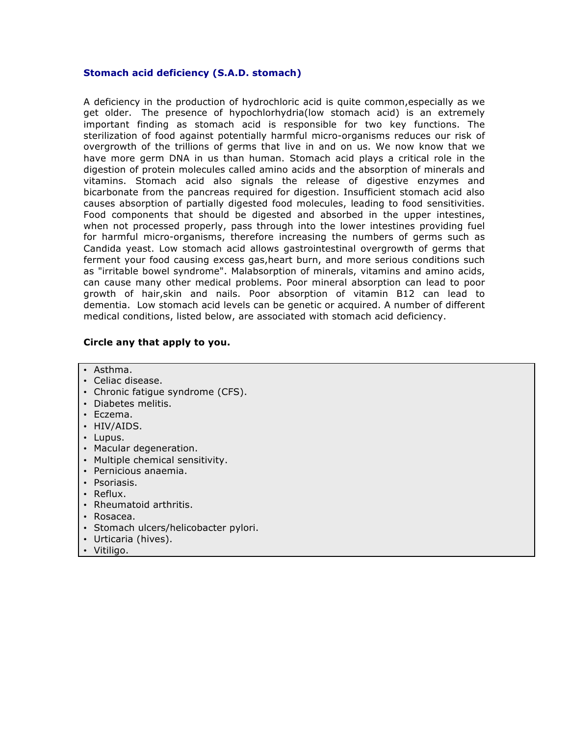### Stomach acid deficiency (S.A.D. stomach)

A deficiency in the production of hydrochloric acid is quite common,especially as we get older. The presence of hypochlorhydria(low stomach acid) is an extremely important finding as stomach acid is responsible for two key functions. The sterilization of food against potentially harmful micro-organisms reduces our risk of overgrowth of the trillions of germs that live in and on us. We now know that we have more germ DNA in us than human. Stomach acid plays a critical role in the digestion of protein molecules called amino acids and the absorption of minerals and vitamins. Stomach acid also signals the release of digestive enzymes and bicarbonate from the pancreas required for digestion. Insufficient stomach acid also causes absorption of partially digested food molecules, leading to food sensitivities. Food components that should be digested and absorbed in the upper intestines, when not processed properly, pass through into the lower intestines providing fuel for harmful micro-organisms, therefore increasing the numbers of germs such as Candida yeast. Low stomach acid allows gastrointestinal overgrowth of germs that ferment your food causing excess gas,heart burn, and more serious conditions such as "irritable bowel syndrome". Malabsorption of minerals, vitamins and amino acids, can cause many other medical problems. Poor mineral absorption can lead to poor growth of hair,skin and nails. Poor absorption of vitamin B12 can lead to dementia. Low stomach acid levels can be genetic or acquired. A number of different medical conditions, listed below, are associated with stomach acid deficiency.

**Circle any that apply to you.**

- Asthma.
- Celiac disease.
- Chronic fatigue syndrome (CFS).
- Diabetes melitis.
- Eczema.
- HIV/AIDS.
- Lupus.
- Macular degeneration.
- Multiple chemical sensitivity.
- Pernicious anaemia.
- Psoriasis.
- Reflux.
- Rheumatoid arthritis.
- Rosacea.
- Stomach ulcers/helicobacter pylori.
- Urticaria (hives).
- Vitiligo.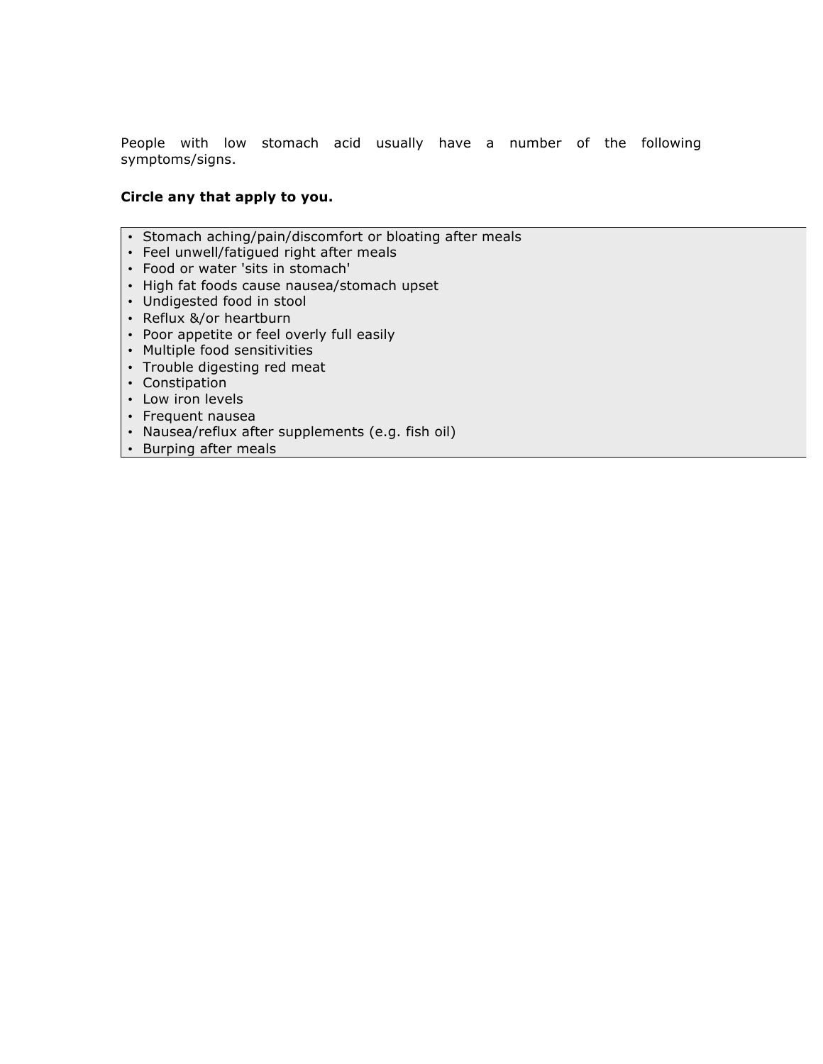People with low stomach acid usually have a number of the following symptoms/signs.

**Circle any that apply to you.**

- Stomach aching/pain/discomfort or bloating after meals
- Feel unwell/fatigued right after meals
- Food or water 'sits in stomach'
- High fat foods cause nausea/stomach upset
- Undigested food in stool
- Reflux &/or heartburn
- Poor appetite or feel overly full easily
- Multiple food sensitivities
- Trouble digesting red meat
- Constipation
- Low iron levels
- Frequent nausea
- Nausea/reflux after supplements (e.g. fish oil)
- Burping after meals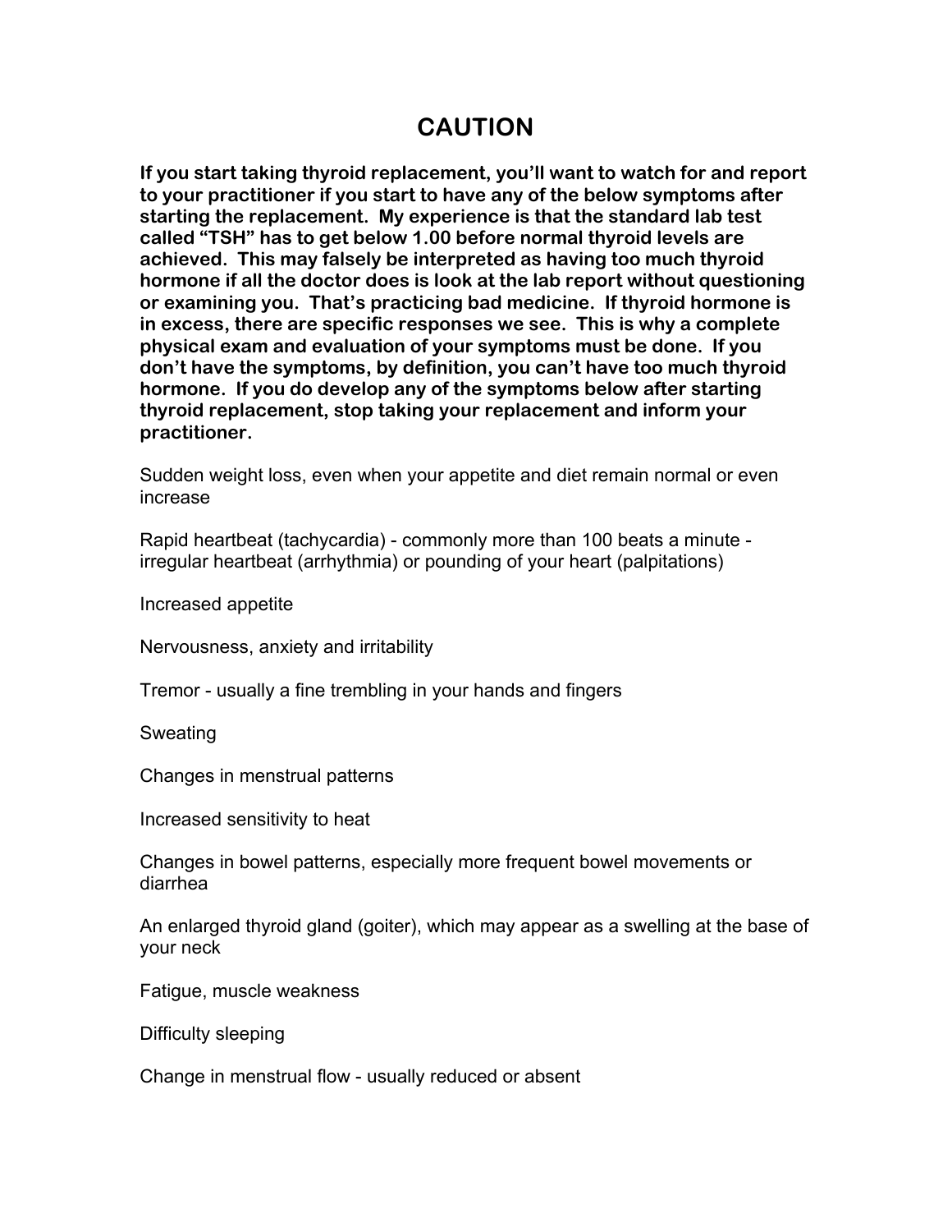# CAUTION

**If you start taking thyroid replacement, you'll want to watch for and report to your practitioner if you start to have any of the below symptoms after starting the replacement. My experience is that the standard lab test called "TSH" has to get below 1.00 before normal thyroid levels are achieved. This may falsely be interpreted as having too much thyroid hormone if all the doctor does is look at the lab report without questioning or examining you. That's practicing bad medicine. If thyroid hormone is in excess, there are specific responses we see. This is why a complete physical exam and evaluation of your symptoms must be done. If you don't have the symptoms, by definition, you can't have too much thyroid hormone. If you do develop any of the symptoms below after starting thyroid replacement, stop taking your replacement and inform your practitioner.**

Sudden weight loss, even when your appetite and diet remain normal or even increase

Rapid heartbeat (tachycardia) - commonly more than 100 beats a minute - irregular heartbeat (arrhythmia) or pounding of your heart (palpitations)

Increased appetite

Nervousness, anxiety and irritability

Tremor - usually a fine trembling in your hands and fingers

Sweating

Changes in menstrual patterns

Increased sensitivity to heat

Changes in bowel patterns, especially more frequent bowel movements or diarrhea

An enlarged thyroid gland (goiter), which may appear as a swelling at the base of your neck

Fatigue, muscle weakness

Difficulty sleeping

Change in menstrual flow - usually reduced or absent